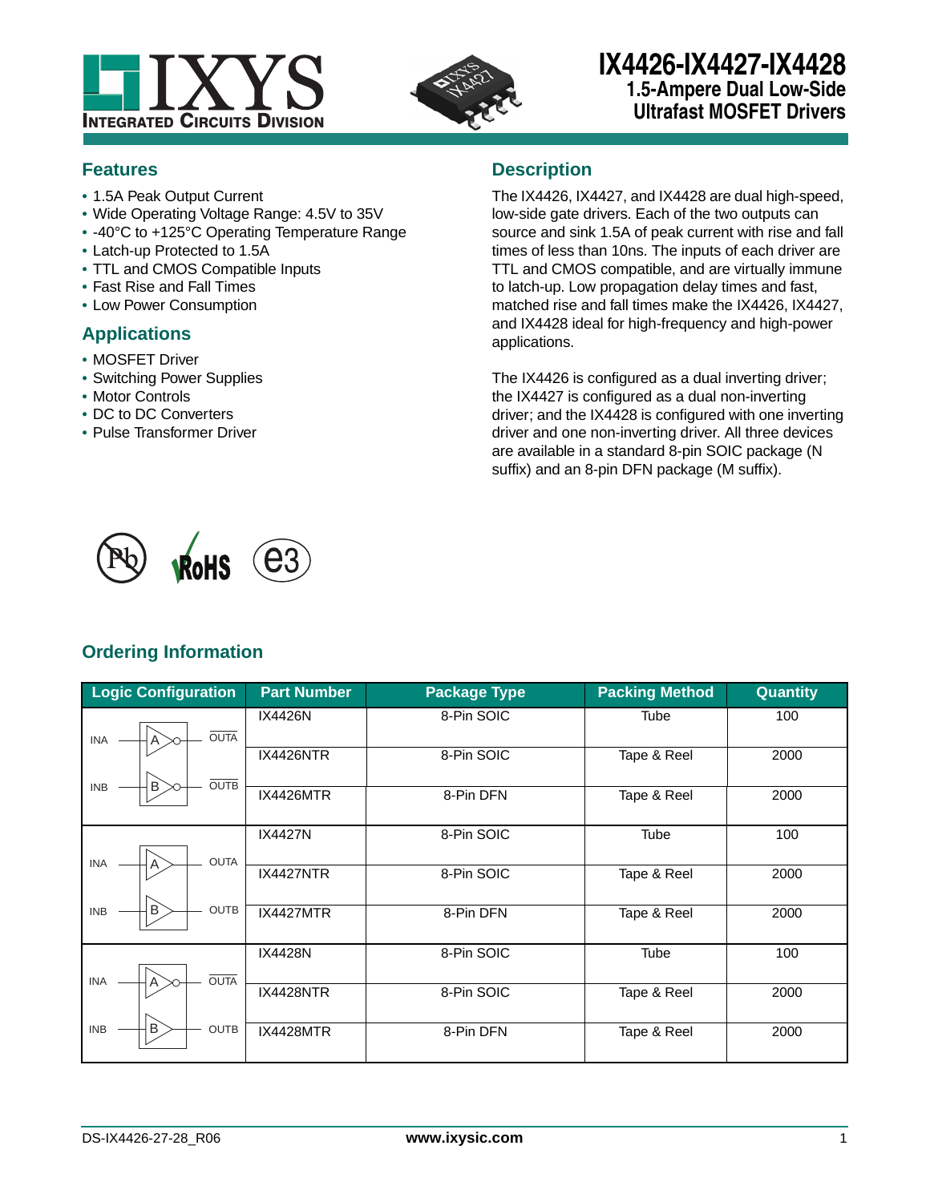# IX4426-IX4427-IX4428

## 1.5-Ampere Dual Low-Side Ultrafast MOSFET Drivers

## Features

- 1.5A Peak Output Current
- Wide Operating Voltage Range: 4.5V to 35V
- -40°C to +125°C Operating Temperature Range
- Latch-up Protected to 1.5A
- TTL and CMOS Compatible Inputs
- Fast Rise and Fall Times
- Low Power Consumption

## Applications

- MOSFET Driver
- Switching Power Supplies
- Motor Controls
- DC to DC Converters
- Pulse Transformer Driver

## Description

The IX4426, IX4427, and IX4428 are dual high-speed, low-side gate drivers. Each of the two outputs can source and sink 1.5A of peak current with rise and fall times of less than 10ns. The inputs of each driver are TTL and CMOS compatible, and are virtually immune to latch-up. Low propagation delay times and fast, matched rise and fall times make the IX4426, IX4427, and IX4428 ideal for high-frequency and high-power applications.

The IX4426 is configured as a dual inverting driver; the IX4427 is configured as a dual non-inverting driver; and the IX4428 is configured with one inverting driver and one non-inverting driver. All three devices are available in a standard 8-pin SOIC package (N suffix) and an 8-pin DFN package (M suffix).

## Ordering Information

| Logic Configuration | Part Number | Package Type | Packing Method | Quantity |
|---|---|---|---|---|
| INA → A (inverting) → $\overline{OUTA}$; INB → B (inverting) → $\overline{OUTB}$ | IX4426N | 8-Pin SOIC | Tube | 100 |
| | IX4426NTR | 8-Pin SOIC | Tape & Reel | 2000 |
| | IX4426MTR | 8-Pin DFN | Tape & Reel | 2000 |
| INA → A → OUTA; INB → B → OUTB | IX4427N | 8-Pin SOIC | Tube | 100 |
| | IX4427NTR | 8-Pin SOIC | Tape & Reel | 2000 |
| | IX4427MTR | 8-Pin DFN | Tape & Reel | 2000 |
| INA → A (inverting) → $\overline{OUTA}$; INB → B → OUTB | IX4428N | 8-Pin SOIC | Tube | 100 |
| | IX4428NTR | 8-Pin SOIC | Tape & Reel | 2000 |
| | IX4428MTR | 8-Pin DFN | Tape & Reel | 2000 |

DS-IX4426-27-28_R06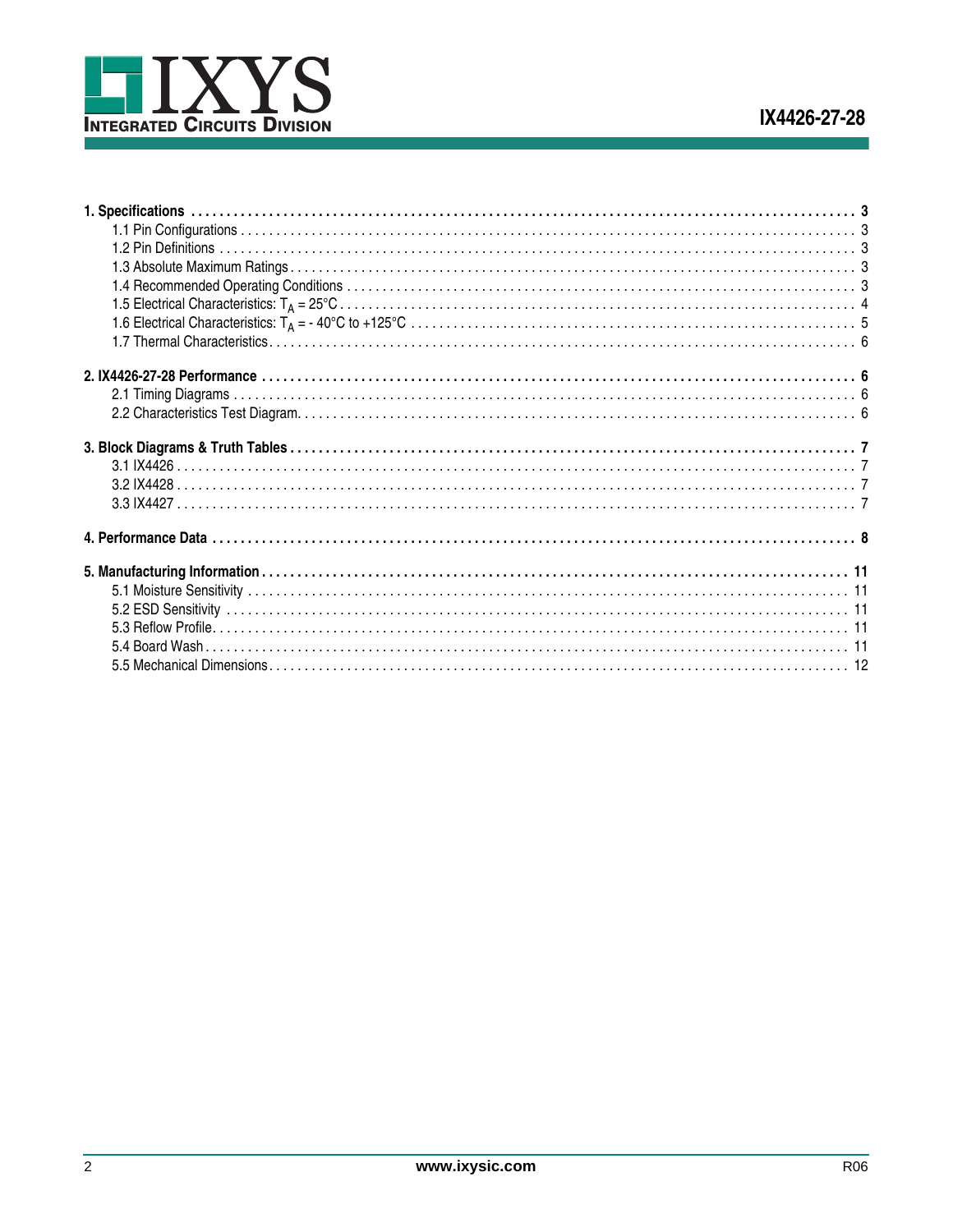| | |
|---|---|
| **1. Specifications** | **3** |
| 1.1 Pin Configurations | 3 |
| 1.2 Pin Definitions | 3 |
| 1.3 Absolute Maximum Ratings | 3 |
| 1.4 Recommended Operating Conditions | 3 |
| 1.5 Electrical Characteristics: $T_A$ = 25°C | 4 |
| 1.6 Electrical Characteristics: $T_A$ = - 40°C to +125°C | 5 |
| 1.7 Thermal Characteristics | 6 |
| **2. IX4426-27-28 Performance** | **6** |
| 2.1 Timing Diagrams | 6 |
| 2.2 Characteristics Test Diagram | 6 |
| **3. Block Diagrams & Truth Tables** | **7** |
| 3.1 IX4426 | 7 |
| 3.2 IX4428 | 7 |
| 3.3 IX4427 | 7 |
| **4. Performance Data** | **8** |
| **5. Manufacturing Information** | **11** |
| 5.1 Moisture Sensitivity | 11 |
| 5.2 ESD Sensitivity | 11 |
| 5.3 Reflow Profile | 11 |
| 5.4 Board Wash | 11 |
| 5.5 Mechanical Dimensions | 12 |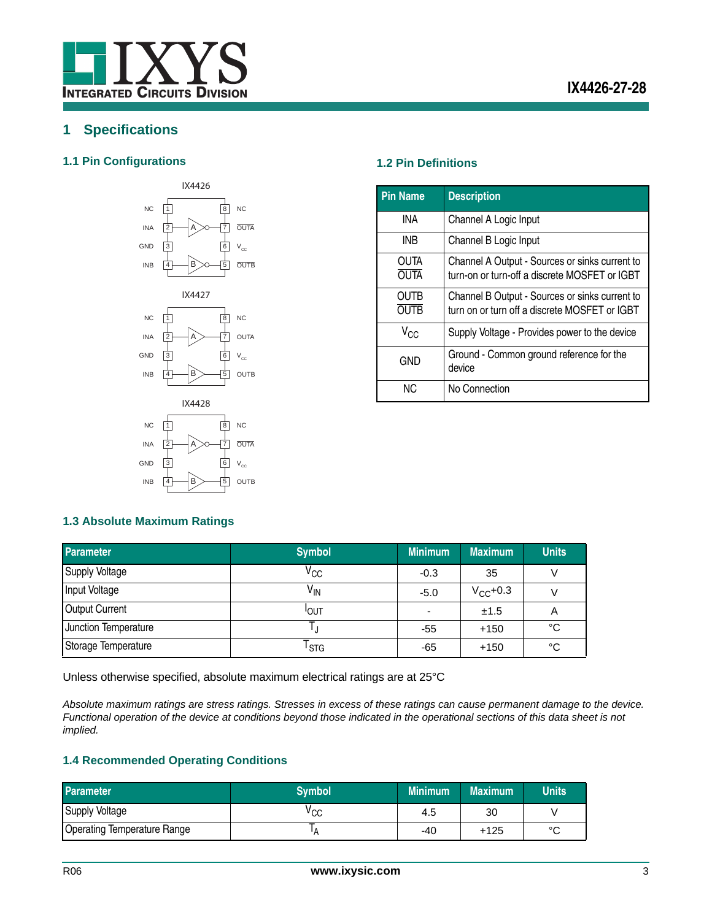# 1 Specifications

## 1.1 Pin Configurations

IX4426

| Pin | Name | | Pin | Name |
|---|---|---|---|---|
| 1 | NC | | 8 | NC |
| 2 | INA | A | 7 | $\overline{OUTA}$ |
| 3 | GND | | 6 | $V_{cc}$ |
| 4 | INB | B | 5 | $\overline{OUTB}$ |

IX4427

| Pin | Name | | Pin | Name |
|---|---|---|---|---|
| 1 | NC | | 8 | NC |
| 2 | INA | A | 7 | OUTA |
| 3 | GND | | 6 | $V_{cc}$ |
| 4 | INB | B | 5 | OUTB |

IX4428

| Pin | Name | | Pin | Name |
|---|---|---|---|---|
| 1 | NC | | 8 | NC |
| 2 | INA | A | 7 | $\overline{OUTA}$ |
| 3 | GND | | 6 | $V_{cc}$ |
| 4 | INB | B | 5 | OUTB |

## 1.2 Pin Definitions

| Pin Name | Description |
|---|---|
| INA | Channel A Logic Input |
| INB | Channel B Logic Input |
| OUTA $\overline{OUTA}$ | Channel A Output - Sources or sinks current to turn-on or turn-off a discrete MOSFET or IGBT |
| OUTB $\overline{OUTB}$ | Channel B Output - Sources or sinks current to turn on or turn off a discrete MOSFET or IGBT |
| $V_{CC}$ | Supply Voltage - Provides power to the device |
| GND | Ground - Common ground reference for the device |
| NC | No Connection |

## 1.3 Absolute Maximum Ratings

| Parameter | Symbol | Minimum | Maximum | Units |
|---|---|---|---|---|
| Supply Voltage | $V_{CC}$ | -0.3 | 35 | V |
| Input Voltage | $V_{IN}$ | -5.0 | $V_{CC}$+0.3 | V |
| Output Current | $I_{OUT}$ | - | ±1.5 | A |
| Junction Temperature | $T_J$ | -55 | +150 | °C |
| Storage Temperature | $T_{STG}$ | -65 | +150 | °C |

Unless otherwise specified, absolute maximum electrical ratings are at 25°C

*Absolute maximum ratings are stress ratings. Stresses in excess of these ratings can cause permanent damage to the device. Functional operation of the device at conditions beyond those indicated in the operational sections of this data sheet is not implied.*

## 1.4 Recommended Operating Conditions

| Parameter | Symbol | Minimum | Maximum | Units |
|---|---|---|---|---|
| Supply Voltage | $V_{CC}$ | 4.5 | 30 | V |
| Operating Temperature Range | $T_A$ | -40 | +125 | °C |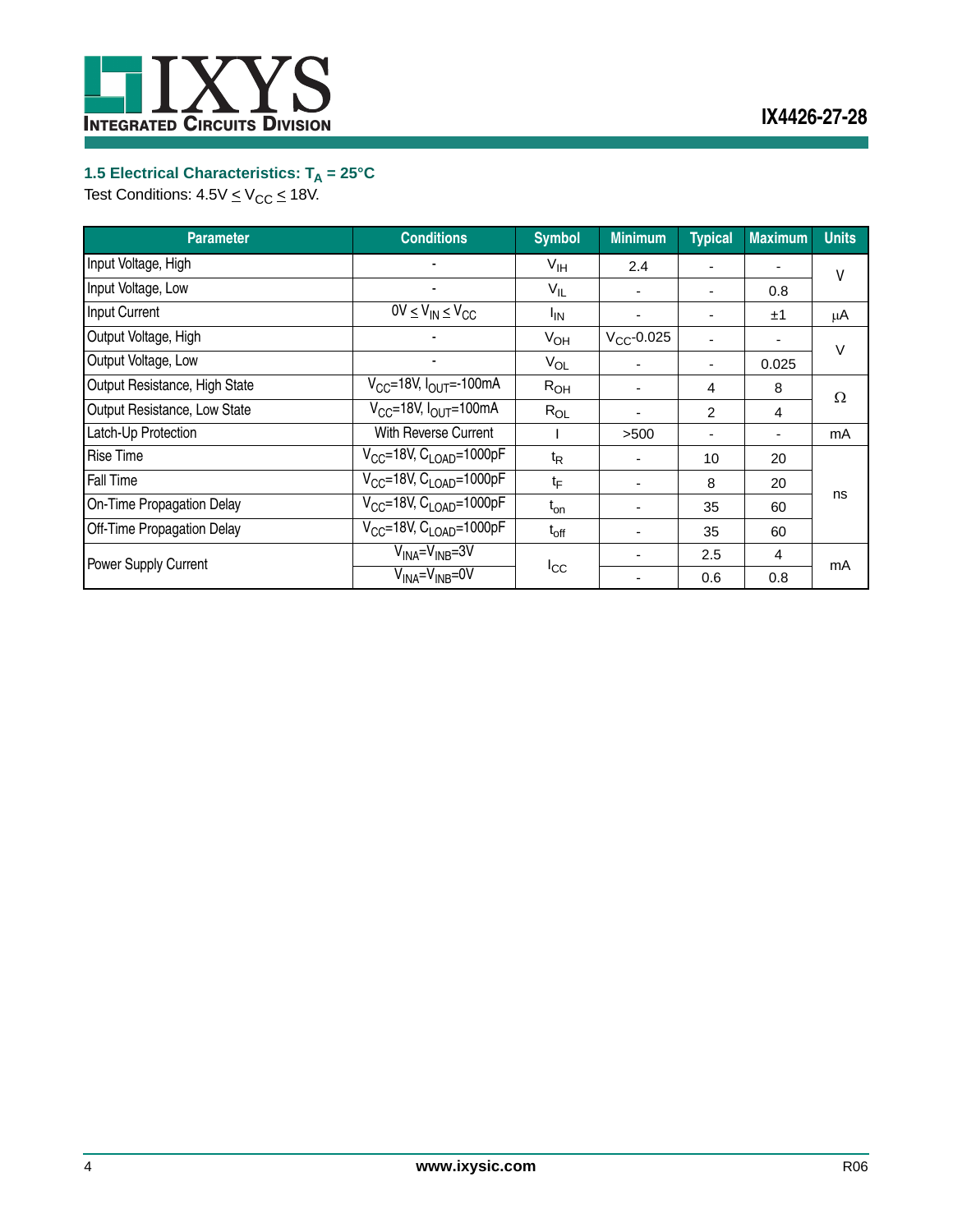### 1.5 Electrical Characteristics: $T_A$ = 25°C

Test Conditions: 4.5V ≤ $V_{CC}$ ≤ 18V.

| Parameter | Conditions | Symbol | Minimum | Typical | Maximum | Units |
|---|---|---|---|---|---|---|
| Input Voltage, High | - | $V_{IH}$ | 2.4 | - | - | V |
| Input Voltage, Low | - | $V_{IL}$ | - | - | 0.8 | V |
| Input Current | 0V ≤ $V_{IN}$ ≤ $V_{CC}$ | $I_{IN}$ | - | - | ±1 | μA |
| Output Voltage, High | - | $V_{OH}$ | $V_{CC}$-0.025 | - | - | V |
| Output Voltage, Low | - | $V_{OL}$ | - | - | 0.025 | V |
| Output Resistance, High State | $V_{CC}$=18V, $I_{OUT}$=-100mA | $R_{OH}$ | - | 4 | 8 | Ω |
| Output Resistance, Low State | $V_{CC}$=18V, $I_{OUT}$=100mA | $R_{OL}$ | - | 2 | 4 | Ω |
| Latch-Up Protection | With Reverse Current | I | >500 | - | - | mA |
| Rise Time | $V_{CC}$=18V, $C_{LOAD}$=1000pF | $t_R$ | - | 10 | 20 | ns |
| Fall Time | $V_{CC}$=18V, $C_{LOAD}$=1000pF | $t_F$ | - | 8 | 20 | ns |
| On-Time Propagation Delay | $V_{CC}$=18V, $C_{LOAD}$=1000pF | $t_{on}$ | - | 35 | 60 | ns |
| Off-Time Propagation Delay | $V_{CC}$=18V, $C_{LOAD}$=1000pF | $t_{off}$ | - | 35 | 60 | ns |
| Power Supply Current | $V_{INA}$=$V_{INB}$=3V | $I_{CC}$ | - | 2.5 | 4 | mA |
| | $V_{INA}$=$V_{INB}$=0V | | - | 0.6 | 0.8 | mA |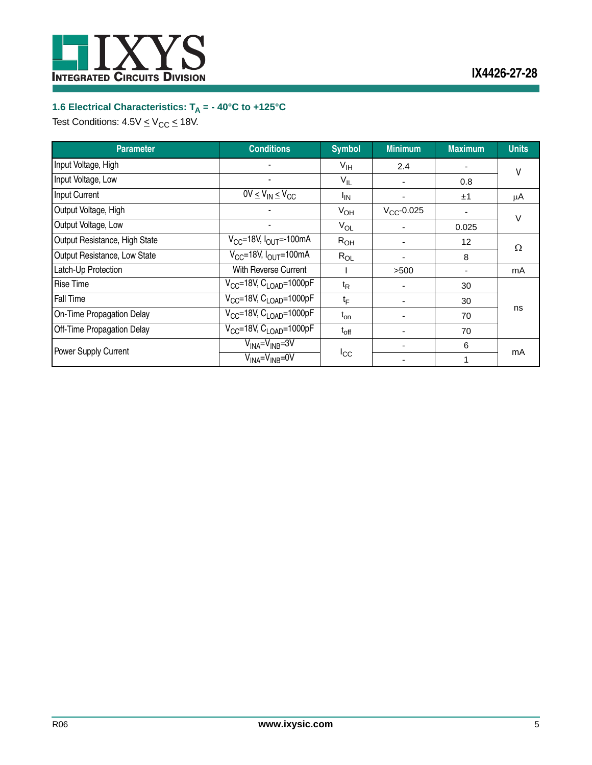### 1.6 Electrical Characteristics: $T_A$ = - 40°C to +125°C

Test Conditions: $4.5V \leq V_{CC} \leq 18V$.

| Parameter | Conditions | Symbol | Minimum | Maximum | Units |
|---|---|---|---|---|---|
| Input Voltage, High | - | $V_{IH}$ | 2.4 | - | V |
| Input Voltage, Low | - | $V_{IL}$ | - | 0.8 | |
| Input Current | $0V \leq V_{IN} \leq V_{CC}$ | $I_{IN}$ | - | ±1 | μA |
| Output Voltage, High | - | $V_{OH}$ | $V_{CC}$-0.025 | - | V |
| Output Voltage, Low | - | $V_{OL}$ | - | 0.025 | |
| Output Resistance, High State | $V_{CC}$=18V, $I_{OUT}$=-100mA | $R_{OH}$ | - | 12 | Ω |
| Output Resistance, Low State | $V_{CC}$=18V, $I_{OUT}$=100mA | $R_{OL}$ | - | 8 | |
| Latch-Up Protection | With Reverse Current | I | >500 | - | mA |
| Rise Time | $V_{CC}$=18V, $C_{LOAD}$=1000pF | $t_R$ | - | 30 | ns |
| Fall Time | $V_{CC}$=18V, $C_{LOAD}$=1000pF | $t_F$ | - | 30 | |
| On-Time Propagation Delay | $V_{CC}$=18V, $C_{LOAD}$=1000pF | $t_{on}$ | - | 70 | |
| Off-Time Propagation Delay | $V_{CC}$=18V, $C_{LOAD}$=1000pF | $t_{off}$ | - | 70 | |
| Power Supply Current | $V_{INA}$=$V_{INB}$=3V | $I_{CC}$ | - | 6 | mA |
| | $V_{INA}$=$V_{INB}$=0V | | - | 1 | |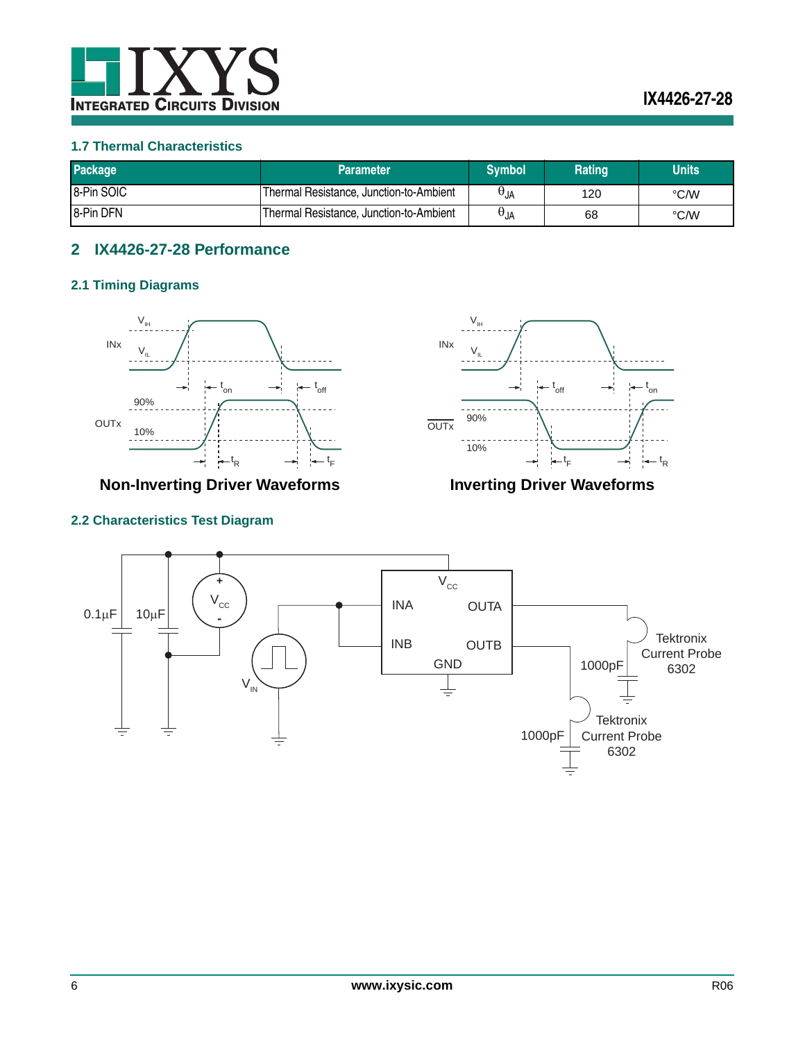### 1.7 Thermal Characteristics

| Package | Parameter | Symbol | Rating | Units |
|---|---|---|---|---|
| 8-Pin SOIC | Thermal Resistance, Junction-to-Ambient | $\theta_{JA}$ | 120 | °C/W |
| 8-Pin DFN | Thermal Resistance, Junction-to-Ambient | $\theta_{JA}$ | 68 | °C/W |

## 2 IX4426-27-28 Performance

### 2.1 Timing Diagrams

**Non-Inverting Driver Waveforms**

**Inverting Driver Waveforms**

### 2.2 Characteristics Test Diagram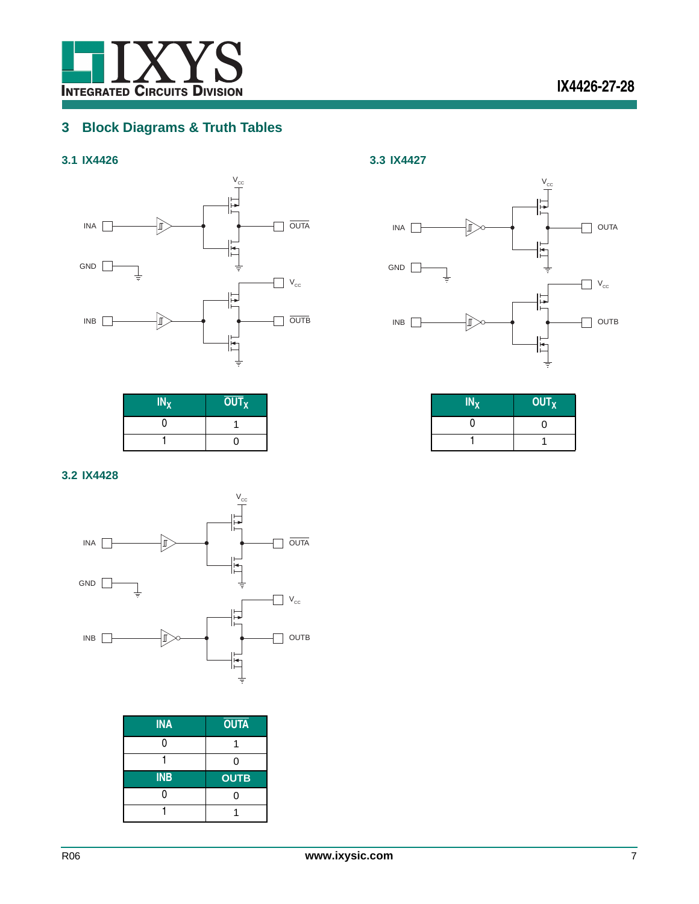## 3 Block Diagrams & Truth Tables

### 3.1 IX4426

| $IN_X$ | $\overline{OUT_X}$ |
|---|---|
| 0 | 1 |
| 1 | 0 |

### 3.2 IX4428

| INA | $\overline{OUTA}$ |
|---|---|
| 0 | 1 |
| 1 | 0 |
| **INB** | **OUTB** |
| 0 | 0 |
| 1 | 1 |

### 3.3 IX4427

| $IN_X$ | $OUT_X$ |
|---|---|
| 0 | 0 |
| 1 | 1 |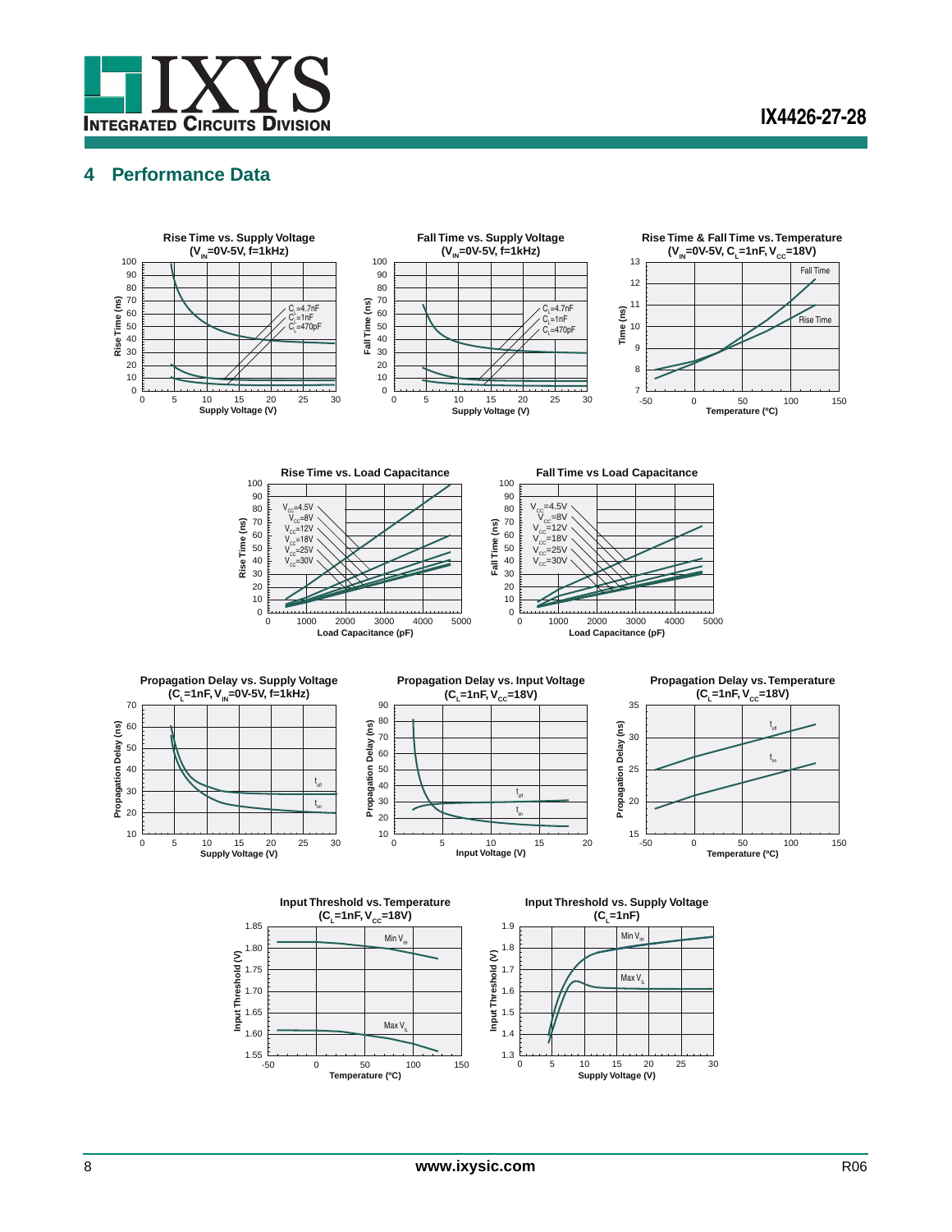## 4 Performance Data

**Rise Time vs. Supply Voltage ($V_{IN}$=0V-5V, f=1kHz)**

**Fall Time vs. Supply Voltage ($V_{IN}$=0V-5V, f=1kHz)**

**Rise Time & Fall Time vs. Temperature ($V_{IN}$=0V-5V, $C_L$=1nF, $V_{CC}$=18V)**

**Rise Time vs. Load Capacitance**

**Fall Time vs Load Capacitance**

**Propagation Delay vs. Supply Voltage ($C_L$=1nF, $V_{IN}$=0V-5V, f=1kHz)**

**Propagation Delay vs. Input Voltage ($C_L$=1nF, $V_{CC}$=18V)**

**Propagation Delay vs. Temperature ($C_L$=1nF, $V_{CC}$=18V)**

**Input Threshold vs. Temperature ($C_L$=1nF, $V_{CC}$=18V)**

**Input Threshold vs. Supply Voltage ($C_L$=1nF)**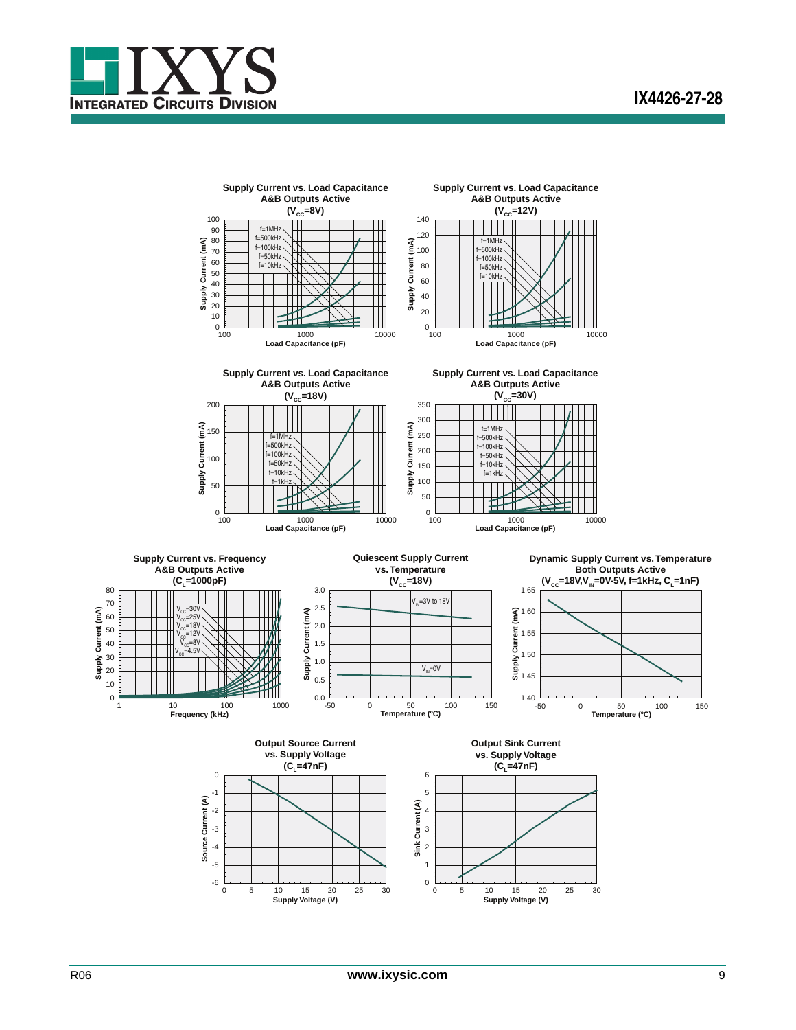**Supply Current vs. Load Capacitance**
**A&B Outputs Active**
**($V_{CC}$=8V)**

Supply Current (mA) vs. Load Capacitance (pF); curves: f=1MHz, f=500kHz, f=100kHz, f=50kHz, f=10kHz

**Supply Current vs. Load Capacitance**
**A&B Outputs Active**
**($V_{CC}$=12V)**

Supply Current (mA) vs. Load Capacitance (pF); curves: f=1MHz, f=500kHz, f=100kHz, f=50kHz, f=10kHz

**Supply Current vs. Load Capacitance**
**A&B Outputs Active**
**($V_{CC}$=18V)**

Supply Current (mA) vs. Load Capacitance (pF); curves: f=1MHz, f=500kHz, f=100kHz, f=50kHz, f=10kHz, f=1kHz

**Supply Current vs. Load Capacitance**
**A&B Outputs Active**
**($V_{CC}$=30V)**

Supply Current (mA) vs. Load Capacitance (pF); curves: f=1MHz, f=500kHz, f=100kHz, f=50kHz, f=10kHz, f=1kHz

**Supply Current vs. Frequency**
**A&B Outputs Active**
**($C_L$=1000pF)**

Supply Current (mA) vs. Frequency (kHz); curves: $V_{CC}$=30V, $V_{CC}$=25V, $V_{CC}$=18V, $V_{CC}$=12V, $V_{CC}$=8V, $V_{CC}$=4.5V

**Quiescent Supply Current**
**vs. Temperature**
**($V_{CC}$=18V)**

Supply Current (mA) vs. Temperature (ºC); curves: $V_{IN}$=3V to 18V, $V_{IN}$=0V

**Dynamic Supply Current vs. Temperature**
**Both Outputs Active**
**($V_{CC}$=18V, $V_{IN}$=0V-5V, f=1kHz, $C_L$=1nF)**

Supply Current (mA) vs. Temperature (ºC)

**Output Source Current**
**vs. Supply Voltage**
**($C_L$=47nF)**

Source Current (A) vs. Supply Voltage (V)

**Output Sink Current**
**vs. Supply Voltage**
**($C_L$=47nF)**

Sink Current (A) vs. Supply Voltage (V)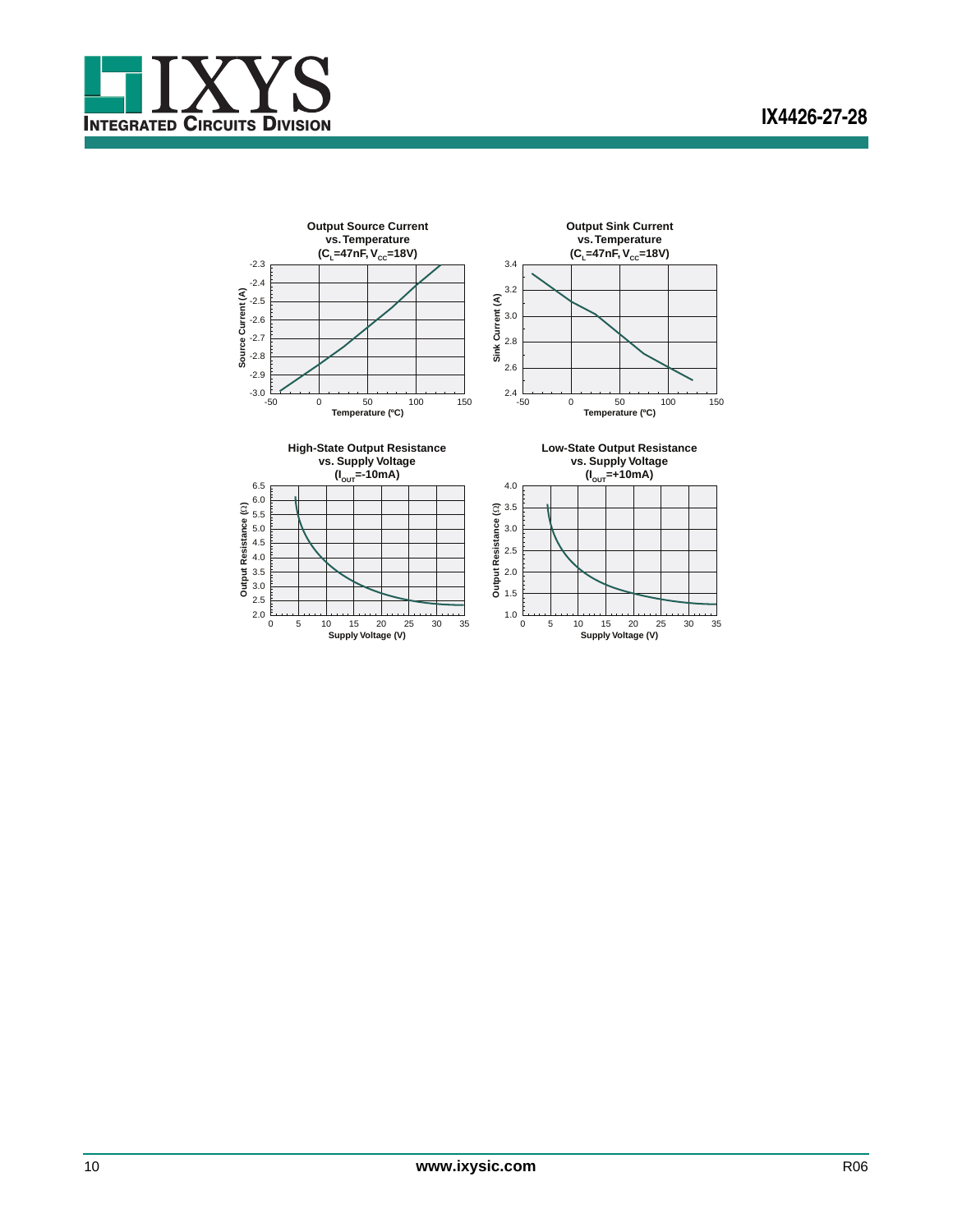**Output Source Current vs. Temperature ($C_L$=47nF, $V_{CC}$=18V)**

Source Current (A): -3.0 to -2.3; Temperature (ºC): -50 to 150

**Output Sink Current vs. Temperature ($C_L$=47nF, $V_{CC}$=18V)**

Sink Current (A): 2.4 to 3.4; Temperature (ºC): -50 to 150

**High-State Output Resistance vs. Supply Voltage ($I_{OUT}$=-10mA)**

Output Resistance (Ω): 2.0 to 6.5; Supply Voltage (V): 0 to 35

**Low-State Output Resistance vs. Supply Voltage ($I_{OUT}$=+10mA)**

Output Resistance (Ω): 1.0 to 4.0; Supply Voltage (V): 0 to 35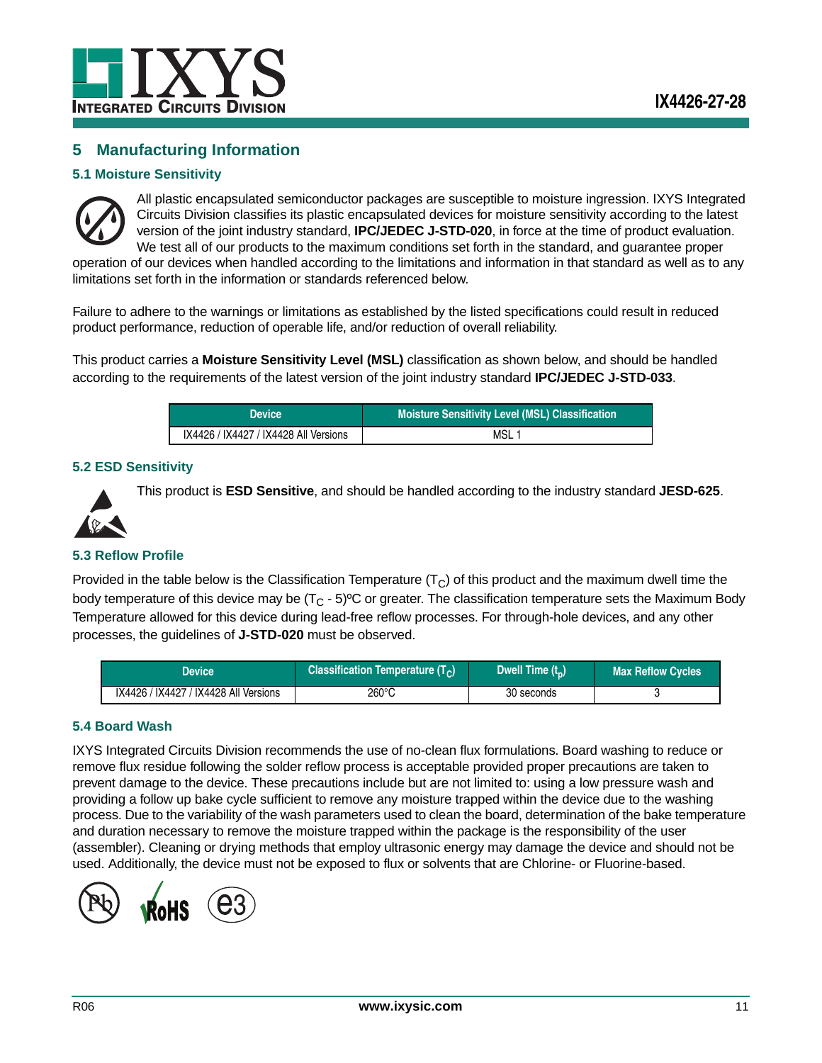## 5 Manufacturing Information

### 5.1 Moisture Sensitivity

All plastic encapsulated semiconductor packages are susceptible to moisture ingression. IXYS Integrated Circuits Division classifies its plastic encapsulated devices for moisture sensitivity according to the latest version of the joint industry standard, **IPC/JEDEC J-STD-020**, in force at the time of product evaluation. We test all of our products to the maximum conditions set forth in the standard, and guarantee proper operation of our devices when handled according to the limitations and information in that standard as well as to any limitations set forth in the information or standards referenced below.

Failure to adhere to the warnings or limitations as established by the listed specifications could result in reduced product performance, reduction of operable life, and/or reduction of overall reliability.

This product carries a **Moisture Sensitivity Level (MSL)** classification as shown below, and should be handled according to the requirements of the latest version of the joint industry standard **IPC/JEDEC J-STD-033**.

| Device | Moisture Sensitivity Level (MSL) Classification |
|---|---|
| IX4426 / IX4427 / IX4428 All Versions | MSL 1 |

### 5.2 ESD Sensitivity

This product is **ESD Sensitive**, and should be handled according to the industry standard **JESD-625**.

### 5.3 Reflow Profile

Provided in the table below is the Classification Temperature ($T_C$) of this product and the maximum dwell time the body temperature of this device may be ($T_C$ - 5)ºC or greater. The classification temperature sets the Maximum Body Temperature allowed for this device during lead-free reflow processes. For through-hole devices, and any other processes, the guidelines of **J-STD-020** must be observed.

| Device | Classification Temperature ($T_C$) | Dwell Time ($t_p$) | Max Reflow Cycles |
|---|---|---|---|
| IX4426 / IX4427 / IX4428 All Versions | 260°C | 30 seconds | 3 |

### 5.4 Board Wash

IXYS Integrated Circuits Division recommends the use of no-clean flux formulations. Board washing to reduce or remove flux residue following the solder reflow process is acceptable provided proper precautions are taken to prevent damage to the device. These precautions include but are not limited to: using a low pressure wash and providing a follow up bake cycle sufficient to remove any moisture trapped within the device due to the washing process. Due to the variability of the wash parameters used to clean the board, determination of the bake temperature and duration necessary to remove the moisture trapped within the package is the responsibility of the user (assembler). Cleaning or drying methods that employ ultrasonic energy may damage the device and should not be used. Additionally, the device must not be exposed to flux or solvents that are Chlorine- or Fluorine-based.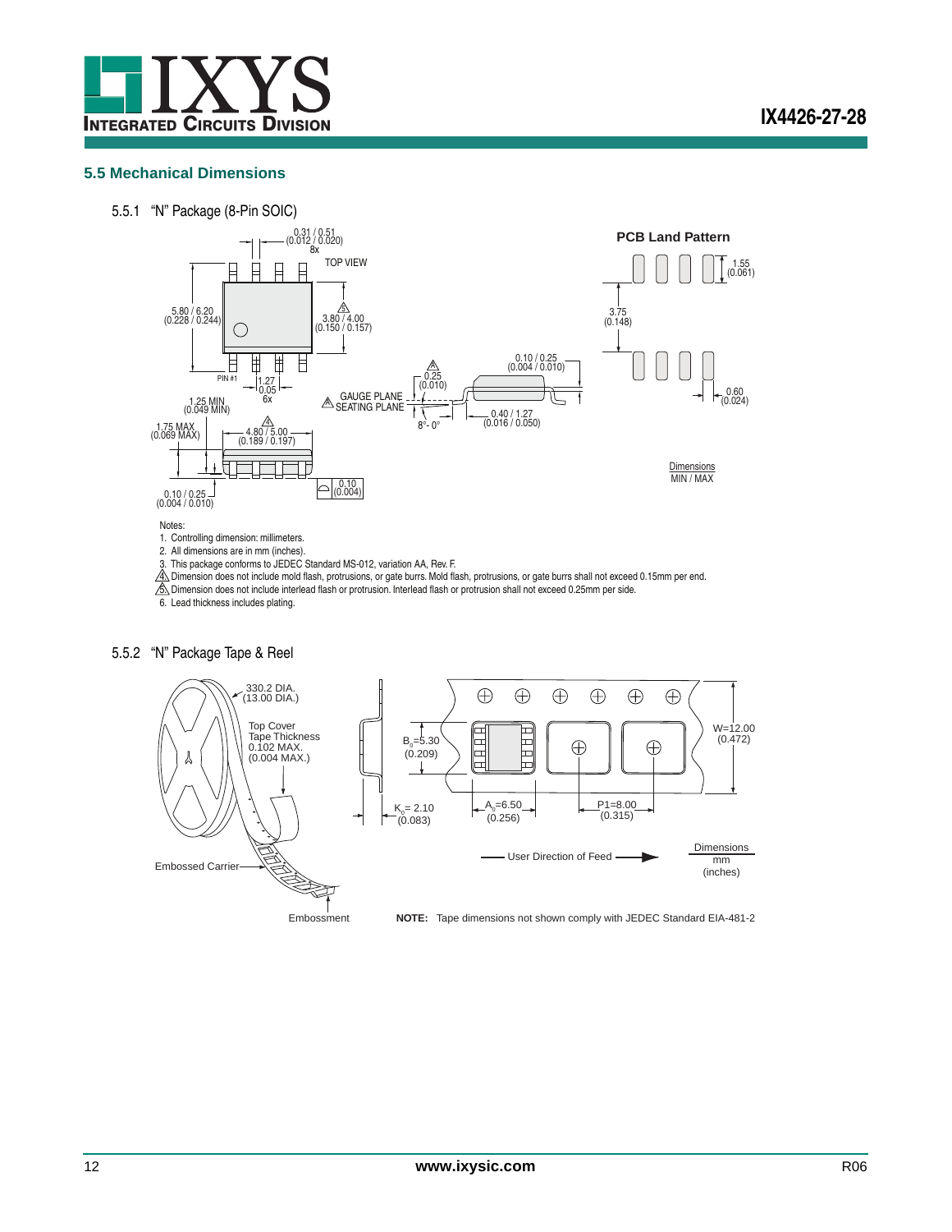## 5.5 Mechanical Dimensions

### 5.5.1 "N" Package (8-Pin SOIC)

TOP VIEW

PCB Land Pattern

0.31 / 0.51 (0.012 / 0.020) 8x

5.80 / 6.20 (0.228 / 0.244)

3.80 / 4.00 (0.150 / 0.157)

PIN #1

1.27

0.05 6x

1.25 MIN (0.049 MIN)

1.75 MAX (0.069 MAX)

4.80 / 5.00 (0.189 / 0.197)

0.10 / 0.25 (0.004 / 0.010)

0.10 (0.004)

0.25 (0.010)

GAUGE PLANE

SEATING PLANE

8° - 0°

0.10 / 0.25 (0.004 / 0.010)

0.40 / 1.27 (0.016 / 0.050)

1.55 (0.061)

3.75 (0.148)

0.60 (0.024)

Dimensions MIN / MAX

Notes:

1. Controlling dimension: millimeters.
2. All dimensions are in mm (inches).
3. This package conforms to JEDEC Standard MS-012, variation AA, Rev. F.
4. Dimension does not include mold flash, protrusions, or gate burrs. Mold flash, protrusions, or gate burrs shall not exceed 0.15mm per end.
5. Dimension does not include interlead flash or protrusion. Interlead flash or protrusion shall not exceed 0.25mm per side.
6. Lead thickness includes plating.

### 5.5.2 "N" Package Tape & Reel

330.2 DIA. (13.00 DIA.)

Top Cover Tape Thickness 0.102 MAX. (0.004 MAX.)

Embossed Carrier

Embossment

$B_0$=5.30 (0.209)

$K_0$= 2.10 (0.083)

$A_0$=6.50 (0.256)

P1=8.00 (0.315)

W=12.00 (0.472)

User Direction of Feed

Dimensions mm (inches)

**NOTE:** Tape dimensions not shown comply with JEDEC Standard EIA-481-2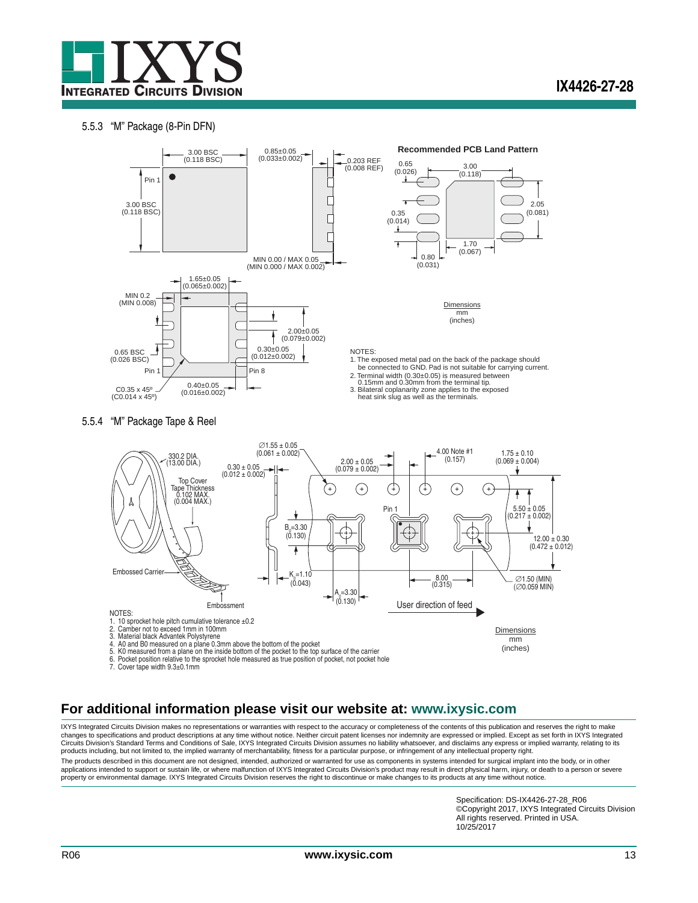### 5.5.3 "M" Package (8-Pin DFN)

3.00 BSC
(0.118 BSC)

0.85±0.05
(0.033±0.002)

0.203 REF
(0.008 REF)

Pin 1

3.00 BSC
(0.118 BSC)

MIN 0.00 / MAX 0.05
(MIN 0.000 / MAX 0.002)

**Recommended PCB Land Pattern**

0.65
(0.026)

3.00
(0.118)

2.05
(0.081)

0.35
(0.014)

1.70
(0.067)

0.80
(0.031)

1.65±0.05
(0.065±0.002)

MIN 0.2
(MIN 0.008)

2.00±0.05
(0.079±0.002)

0.30±0.05
(0.012±0.002)

0.65 BSC
(0.026 BSC)

Pin 1

Pin 8

0.40±0.05
(0.016±0.002)

C0.35 x 45º
(C0.014 x 45º)

Dimensions
mm
(inches)

NOTES:
1. The exposed metal pad on the back of the package should be connected to GND. Pad is not suitable for carrying current.
2. Terminal width (0.30±0.05) is measured between 0.15mm and 0.30mm from the terminal tip.
3. Bilateral coplanarity zone applies to the exposed heat sink slug as well as the terminals.

### 5.5.4 "M" Package Tape & Reel

330.2 DIA.
(13.00 DIA.)

Top Cover Tape Thickness
0.102 MAX.
(0.004 MAX.)

Embossed Carrier

Embossment

∅1.55 ± 0.05
(0.061 ± 0.002)

0.30 ± 0.05
(0.012 ± 0.002)

2.00 ± 0.05
(0.079 ± 0.002)

4.00 Note #1
(0.157)

1.75 ± 0.10
(0.069 ± 0.004)

Pin 1

$B_0$=3.30
(0.130)

5.50 ± 0.05
(0.217 ± 0.002)

12.00 ± 0.30
(0.472 ± 0.012)

$K_0$=1.10
(0.043)

$A_0$=3.30
(0.130)

8.00
(0.315)

∅1.50 (MIN)
(∅0.059 MIN)

User direction of feed

NOTES:
1. 10 sprocket hole pitch cumulative tolerance ±0.2
2. Camber not to exceed 1mm in 100mm
3. Material black Advantek Polystyrene
4. A0 and B0 measured on a plane 0.3mm above the bottom of the pocket
5. K0 measured from a plane on the inside bottom of the pocket to the top surface of the carrier
6. Pocket position relative to the sprocket hole measured as true position of pocket, not pocket hole
7. Cover tape width 9.3±0.1mm

Dimensions
mm
(inches)

## For additional information please visit our website at: www.ixysic.com

IXYS Integrated Circuits Division makes no representations or warranties with respect to the accuracy or completeness of the contents of this publication and reserves the right to make changes to specifications and product descriptions at any time without notice. Neither circuit patent licenses nor indemnity are expressed or implied. Except as set forth in IXYS Integrated Circuits Division's Standard Terms and Conditions of Sale, IXYS Integrated Circuits Division assumes no liability whatsoever, and disclaims any express or implied warranty, relating to its products including, but not limited to, the implied warranty of merchantability, fitness for a particular purpose, or infringement of any intellectual property right.

The products described in this document are not designed, intended, authorized or warranted for use as components in systems intended for surgical implant into the body, or in other applications intended to support or sustain life, or where malfunction of IXYS Integrated Circuits Division's product may result in direct physical harm, injury, or death to a person or severe property or environmental damage. IXYS Integrated Circuits Division reserves the right to discontinue or make changes to its products at any time without notice.

Specification: DS-IX4426-27-28_R06
©Copyright 2017, IXYS Integrated Circuits Division
All rights reserved. Printed in USA.
10/25/2017